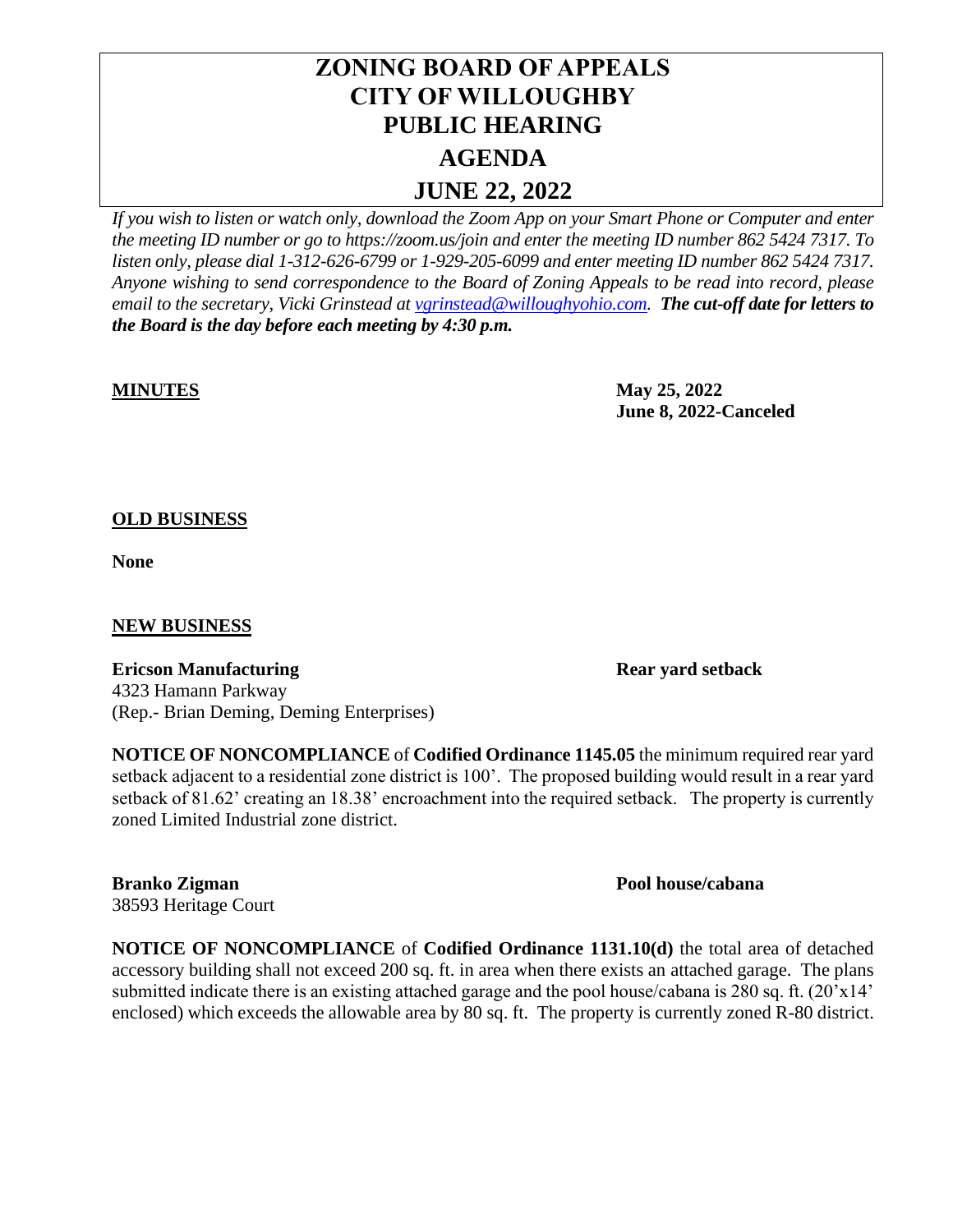# ZONING BOARD OF APPEALS
# CITY OF WILLOUGHBY
# PUBLIC HEARING
# AGENDA
# JUNE 22, 2022

*If you wish to listen or watch only, download the Zoom App on your Smart Phone or Computer and enter the meeting ID number or go to https://zoom.us/join and enter the meeting ID number 862 5424 7317. To listen only, please dial 1-312-626-6799 or 1-929-205-6099 and enter meeting ID number 862 5424 7317. Anyone wishing to send correspondence to the Board of Zoning Appeals to be read into record, please email to the secretary, Vicki Grinstead at [vgrinstead@willoughyohio.com](mailto:vgrinstead@willoughyohio.com).* ***The cut-off date for letters to the Board is the day before each meeting by 4:30 p.m.***

**MINUTES**

**May 25, 2022**
**June 8, 2022-Canceled**

**OLD BUSINESS**

**None**

**NEW BUSINESS**

**Ericson Manufacturing** — **Rear yard setback**
4323 Hamann Parkway
(Rep.- Brian Deming, Deming Enterprises)

**NOTICE OF NONCOMPLIANCE** of **Codified Ordinance 1145.05** the minimum required rear yard setback adjacent to a residential zone district is 100'. The proposed building would result in a rear yard setback of 81.62' creating an 18.38' encroachment into the required setback. The property is currently zoned Limited Industrial zone district.

**Branko Zigman** — **Pool house/cabana**
38593 Heritage Court

**NOTICE OF NONCOMPLIANCE** of **Codified Ordinance 1131.10(d)** the total area of detached accessory building shall not exceed 200 sq. ft. in area when there exists an attached garage. The plans submitted indicate there is an existing attached garage and the pool house/cabana is 280 sq. ft. (20'x14' enclosed) which exceeds the allowable area by 80 sq. ft. The property is currently zoned R-80 district.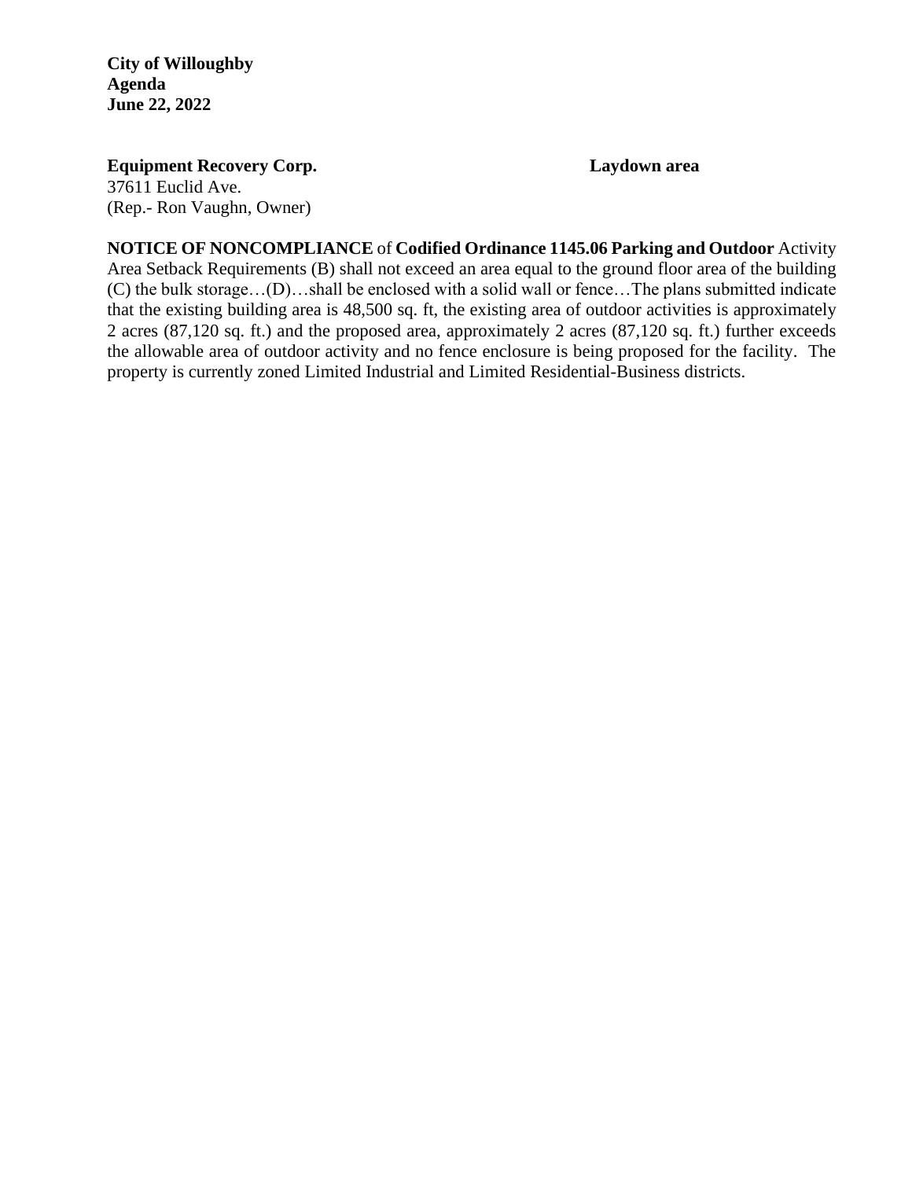**City of Willoughby**
**Agenda**
**June 22, 2022**

**Equipment Recovery Corp.** **Laydown area**
37611 Euclid Ave.
(Rep.- Ron Vaughn, Owner)

**NOTICE OF NONCOMPLIANCE** of **Codified Ordinance 1145.06 Parking and Outdoor** Activity Area Setback Requirements (B) shall not exceed an area equal to the ground floor area of the building (C) the bulk storage…(D)…shall be enclosed with a solid wall or fence…The plans submitted indicate that the existing building area is 48,500 sq. ft, the existing area of outdoor activities is approximately 2 acres (87,120 sq. ft.) and the proposed area, approximately 2 acres (87,120 sq. ft.) further exceeds the allowable area of outdoor activity and no fence enclosure is being proposed for the facility. The property is currently zoned Limited Industrial and Limited Residential-Business districts.